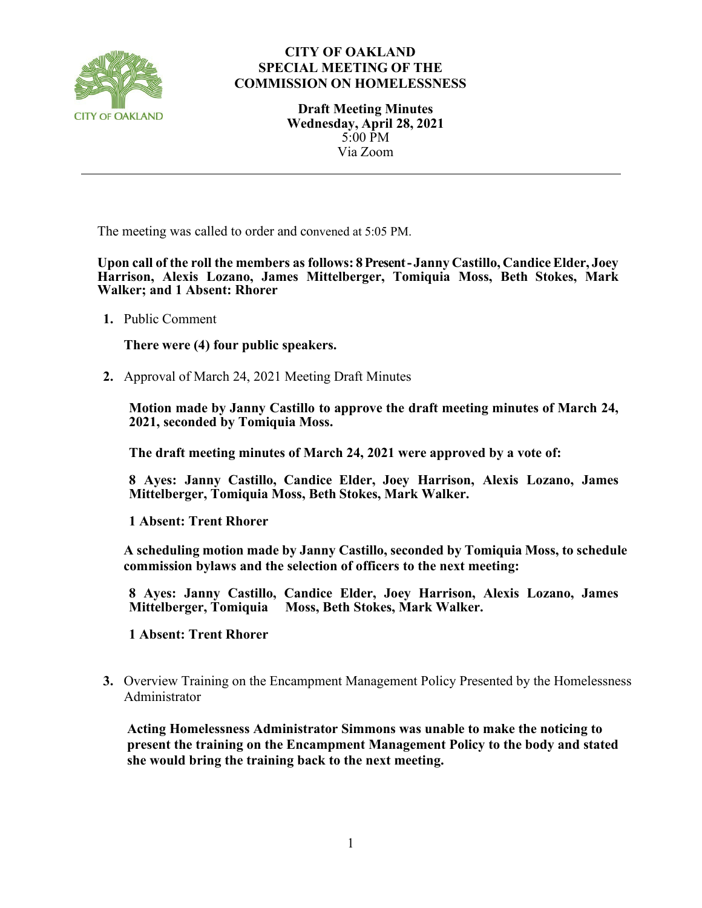# CITY OF OAKLAND
## SPECIAL MEETING OF THE COMMISSION ON HOMELESSNESS

**Draft Meeting Minutes**
**Wednesday, April 28, 2021**
5:00 PM
Via Zoom

---

The meeting was called to order and convened at 5:05 PM.

**Upon call of the roll the members as follows: 8 Present - Janny Castillo, Candice Elder, Joey Harrison, Alexis Lozano, James Mittelberger, Tomiquia Moss, Beth Stokes, Mark Walker; and 1 Absent: Rhorer**

1. Public Comment

   **There were (4) four public speakers.**

2. Approval of March 24, 2021 Meeting Draft Minutes

   **Motion made by Janny Castillo to approve the draft meeting minutes of March 24, 2021, seconded by Tomiquia Moss.**

   **The draft meeting minutes of March 24, 2021 were approved by a vote of:**

   **8 Ayes: Janny Castillo, Candice Elder, Joey Harrison, Alexis Lozano, James Mittelberger, Tomiquia Moss, Beth Stokes, Mark Walker.**

   **1 Absent: Trent Rhorer**

   **A scheduling motion made by Janny Castillo, seconded by Tomiquia Moss, to schedule commission bylaws and the selection of officers to the next meeting:**

   **8 Ayes: Janny Castillo, Candice Elder, Joey Harrison, Alexis Lozano, James Mittelberger, Tomiquia Moss, Beth Stokes, Mark Walker.**

   **1 Absent: Trent Rhorer**

3. Overview Training on the Encampment Management Policy Presented by the Homelessness Administrator

   **Acting Homelessness Administrator Simmons was unable to make the noticing to present the training on the Encampment Management Policy to the body and stated she would bring the training back to the next meeting.**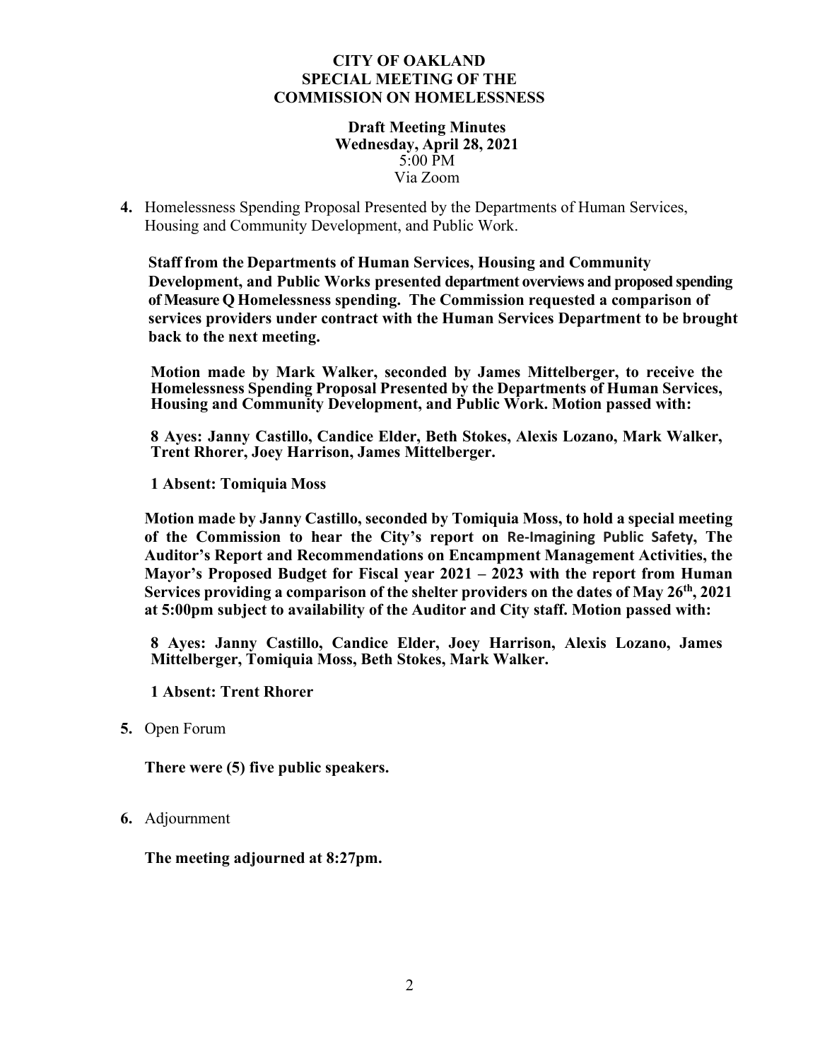**CITY OF OAKLAND**
**SPECIAL MEETING OF THE**
**COMMISSION ON HOMELESSNESS**

**Draft Meeting Minutes**
**Wednesday, April 28, 2021**
5:00 PM
Via Zoom

**4.** Homelessness Spending Proposal Presented by the Departments of Human Services, Housing and Community Development, and Public Work.

**Staff from the Departments of Human Services, Housing and Community Development, and Public Works presented department overviews and proposed spending of Measure Q Homelessness spending. The Commission requested a comparison of services providers under contract with the Human Services Department to be brought back to the next meeting.**

**Motion made by Mark Walker, seconded by James Mittelberger, to receive the Homelessness Spending Proposal Presented by the Departments of Human Services, Housing and Community Development, and Public Work. Motion passed with:**

**8 Ayes: Janny Castillo, Candice Elder, Beth Stokes, Alexis Lozano, Mark Walker, Trent Rhorer, Joey Harrison, James Mittelberger.**

**1 Absent: Tomiquia Moss**

**Motion made by Janny Castillo, seconded by Tomiquia Moss, to hold a special meeting of the Commission to hear the City's report on Re-Imagining Public Safety, The Auditor's Report and Recommendations on Encampment Management Activities, the Mayor's Proposed Budget for Fiscal year 2021 – 2023 with the report from Human Services providing a comparison of the shelter providers on the dates of May 26th, 2021 at 5:00pm subject to availability of the Auditor and City staff. Motion passed with:**

**8 Ayes: Janny Castillo, Candice Elder, Joey Harrison, Alexis Lozano, James Mittelberger, Tomiquia Moss, Beth Stokes, Mark Walker.**

**1 Absent: Trent Rhorer**

**5.** Open Forum

**There were (5) five public speakers.**

**6.** Adjournment

**The meeting adjourned at 8:27pm.**